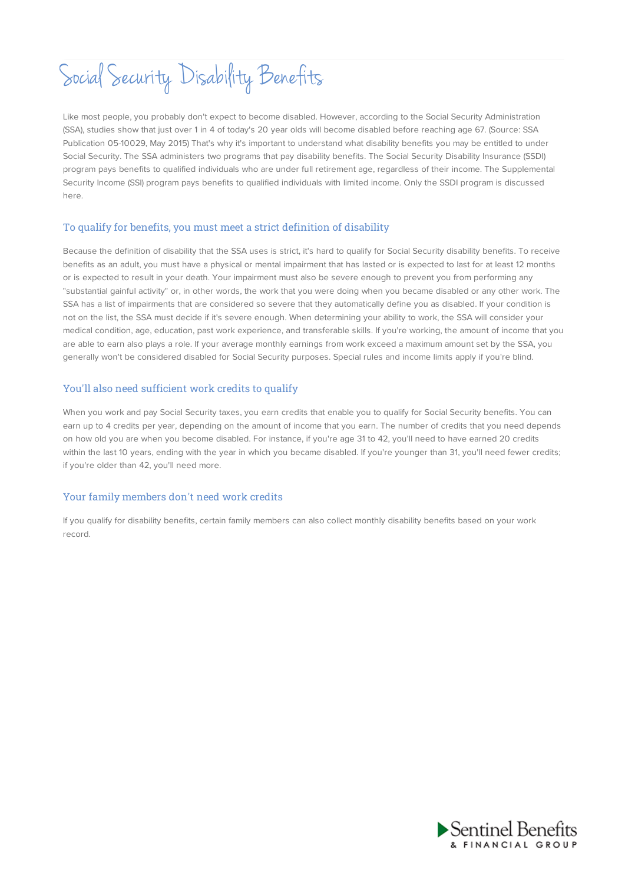# Social Security Disability Benefits

Like most people, you probably don't expect to become disabled. However, according to the Social Security Administration (SSA), studies show that just over 1 in 4 of today's 20 year olds will become disabled before reaching age 67. (Source: SSA Publication 05-10029, May 2015) That's why it's important to understand what disability benefits you may be entitled to under Social Security. The SSA administers two programs that pay disability benefits. The Social Security Disability Insurance (SSDI) program pays benefits to qualified individuals who are under full retirement age, regardless of their income. The Supplemental Security Income (SSI) program pays benefits to qualified individuals with limited income. Only the SSDI program is discussed here.

## To qualify for benefits, you must meet a strict definition of disability

Because the definition of disability that the SSA uses is strict, it's hard to qualify for Social Security disability benefits. To receive benefits as an adult, you must have a physical or mental impairment that has lasted or is expected to last for at least 12 months or is expected to result in your death. Your impairment must also be severe enough to prevent you from performing any "substantial gainful activity" or, in other words, the work that you were doing when you became disabled or any other work. The SSA has a list of impairments that are considered so severe that they automatically define you as disabled. If your condition is not on the list, the SSA must decide if it's severe enough. When determining your ability to work, the SSA will consider your medical condition, age, education, past work experience, and transferable skills. If you're working, the amount of income that you are able to earn also plays a role. If your average monthly earnings from work exceed a maximum amount set by the SSA, you generally won't be considered disabled for Social Security purposes. Special rules and income limits apply if you're blind.

## You'll also need sufficient work credits to qualify

When you work and pay Social Security taxes, you earn credits that enable you to qualify for Social Security benefits. You can earn up to 4 credits per year, depending on the amount of income that you earn. The number of credits that you need depends on how old you are when you become disabled. For instance, if you're age 31 to 42, you'll need to have earned 20 credits within the last 10 years, ending with the year in which you became disabled. If you're younger than 31, you'll need fewer credits; if you're older than 42, you'll need more.

## Your family members don't need work credits

If you qualify for disability benefits, certain family members can also collect monthly disability benefits based on your work record.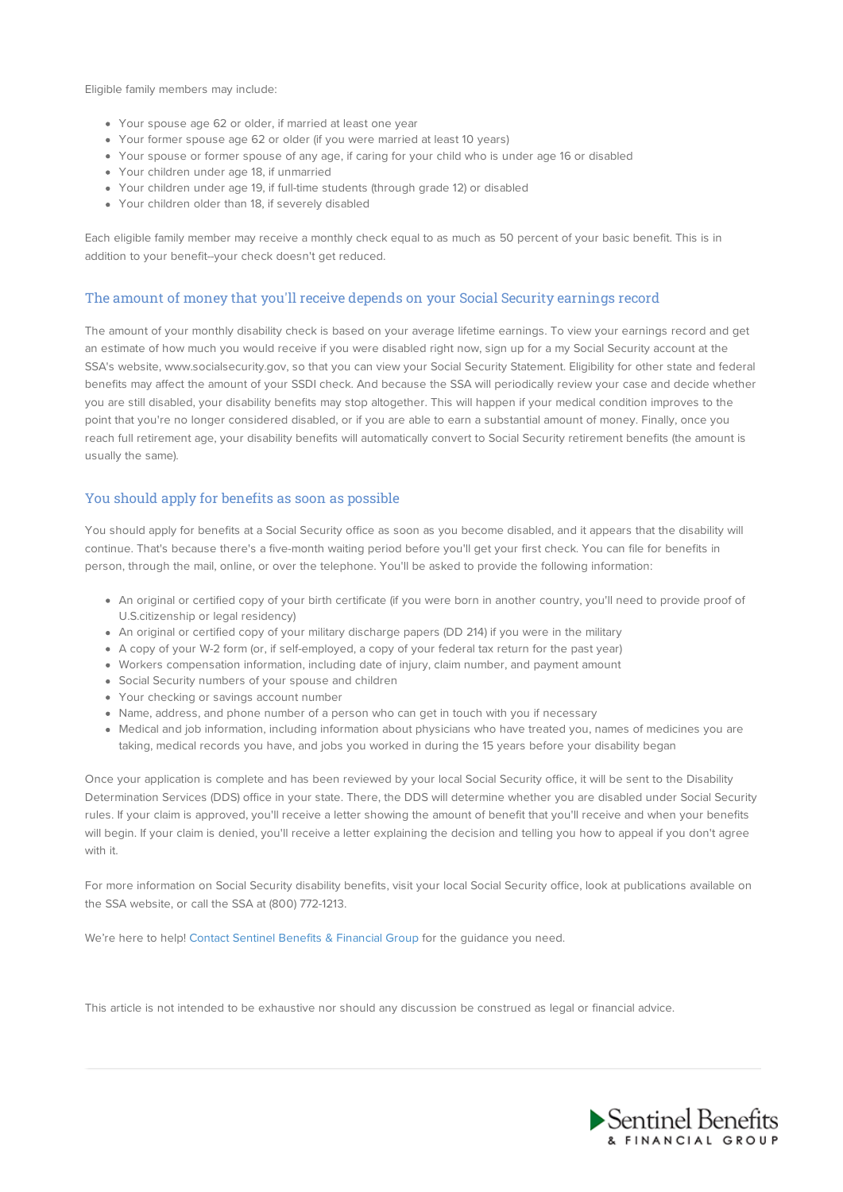Eligible family members may include:

- Your spouse age 62 or older, if married at least one year
- Your former spouse age 62 or older (if you were married at least 10 years)
- Your spouse or former spouse of any age, if caring for your child who is under age 16 or disabled
- Your children under age 18, if unmarried
- Your children under age 19, if full-time students (through grade 12) or disabled
- Your children older than 18, if severely disabled

Each eligible family member may receive a monthly check equal to as much as 50 percent of your basic benefit. This is in addition to your benefit--your check doesn't get reduced.

## The amount of money that you'll receive depends on your Social Security earnings record

The amount of your monthly disability check is based on your average lifetime earnings. To view your earnings record and get an estimate of how much you would receive if you were disabled right now, sign up for a my Social Security account at the SSA's website, www.socialsecurity.gov, so that you can view your Social Security Statement. Eligibility for other state and federal benefits may affect the amount of your SSDI check. And because the SSA will periodically review your case and decide whether you are still disabled, your disability benefits may stop altogether. This will happen if your medical condition improves to the point that you're no longer considered disabled, or if you are able to earn a substantial amount of money. Finally, once you reach full retirement age, your disability benefits will automatically convert to Social Security retirement benefits (the amount is usually the same).

## You should apply for benefits as soon as possible

You should apply for benefits at a Social Security office as soon as you become disabled, and it appears that the disability will continue. That's because there's a five-month waiting period before you'll get your first check. You can file for benefits in person, through the mail, online, or over the telephone. You'll be asked to provide the following information:

- An original or certified copy of your birth certificate (if you were born in another country, you'll need to provide proof of U.S.citizenship or legal residency)
- An original or certified copy of your military discharge papers (DD 214) if you were in the military
- A copy of your W-2 form (or, if self-employed, a copy of your federal tax return for the past year)
- Workers compensation information, including date of injury, claim number, and payment amount
- Social Security numbers of your spouse and children
- Your checking or savings account number
- Name, address, and phone number of a person who can get in touch with you if necessary
- Medical and job information, including information about physicians who have treated you, names of medicines you are taking, medical records you have, and jobs you worked in during the 15 years before your disability began

Once your application is complete and has been reviewed by your local Social Security office, it will be sent to the Disability Determination Services (DDS) office in your state. There, the DDS will determine whether you are disabled under Social Security rules. If your claim is approved, you'll receive a letter showing the amount of benefit that you'll receive and when your benefits will begin. If your claim is denied, you'll receive a letter explaining the decision and telling you how to appeal if you don't agree with it.

For more information on Social Security disability benefits, visit your local Social Security office, look at publications available on the SSA website, or call the SSA at (800) 772-1213.

We're here to help! Contact Sentinel Benefits & Financial Group for the guidance you need.

This article is not intended to be exhaustive nor should any discussion be construed as legal or financial advice.

Sentinel Benefits & FINANCIAL GROUP